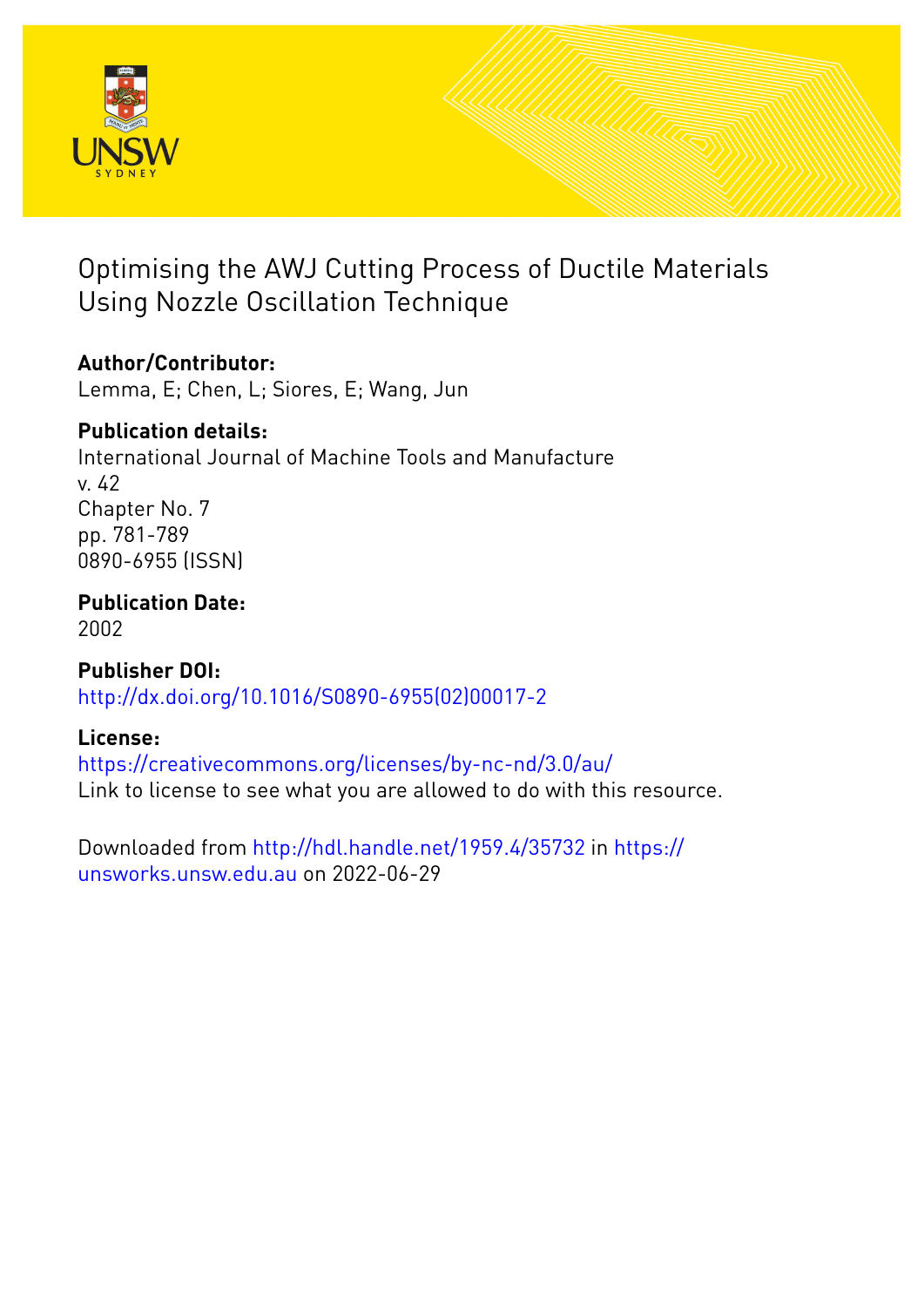# Optimising the AWJ Cutting Process of Ductile Materials Using Nozzle Oscillation Technique

**Author/Contributor:**
Lemma, E; Chen, L; Siores, E; Wang, Jun

**Publication details:**
International Journal of Machine Tools and Manufacture
v. 42
Chapter No. 7
pp. 781-789
0890-6955 (ISSN)

**Publication Date:**
2002

**Publisher DOI:**
http://dx.doi.org/10.1016/S0890-6955(02)00017-2

**License:**
https://creativecommons.org/licenses/by-nc-nd/3.0/au/
Link to license to see what you are allowed to do with this resource.

Downloaded from http://hdl.handle.net/1959.4/35732 in https://unsworks.unsw.edu.au on 2022-06-29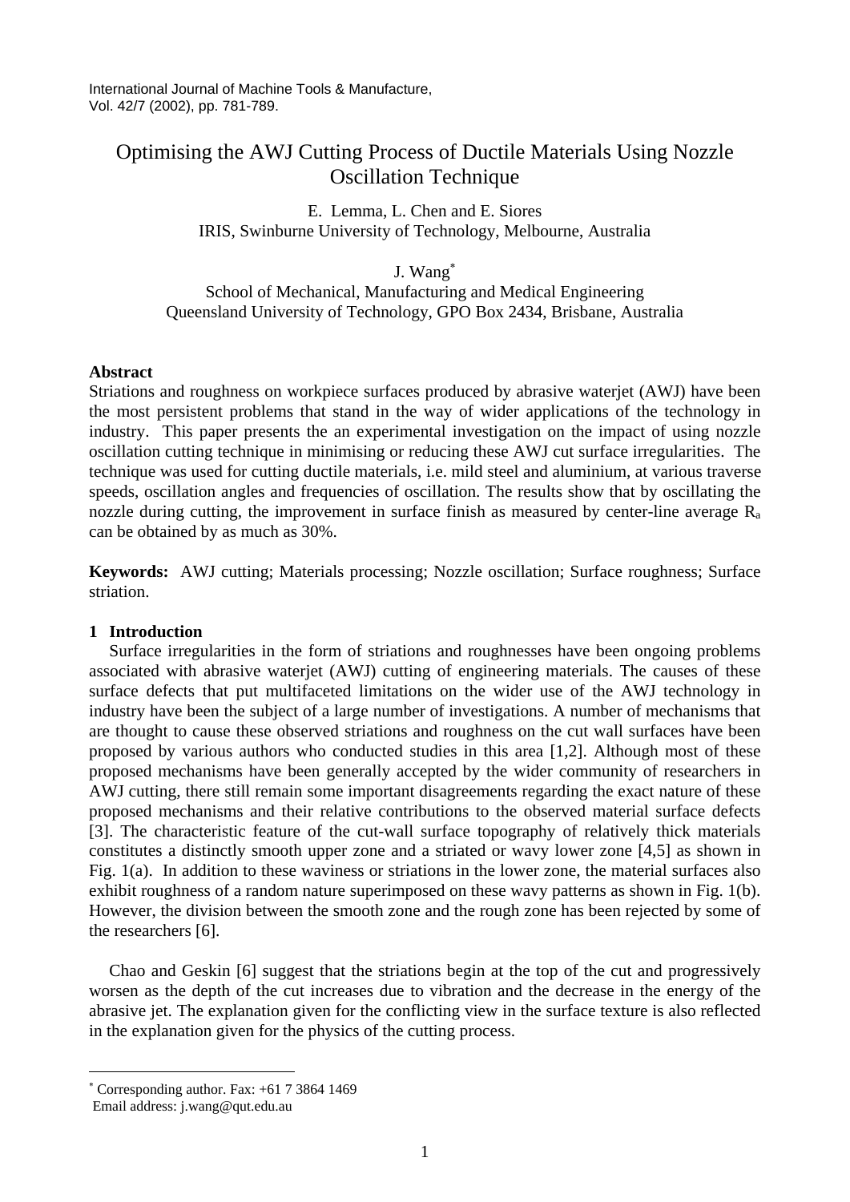International Journal of Machine Tools & Manufacture,
Vol. 42/7 (2002), pp. 781-789.

# Optimising the AWJ Cutting Process of Ductile Materials Using Nozzle Oscillation Technique

E. Lemma, L. Chen and E. Siores
IRIS, Swinburne University of Technology, Melbourne, Australia

J. Wang*
School of Mechanical, Manufacturing and Medical Engineering
Queensland University of Technology, GPO Box 2434, Brisbane, Australia

**Abstract**

Striations and roughness on workpiece surfaces produced by abrasive waterjet (AWJ) have been the most persistent problems that stand in the way of wider applications of the technology in industry. This paper presents the an experimental investigation on the impact of using nozzle oscillation cutting technique in minimising or reducing these AWJ cut surface irregularities. The technique was used for cutting ductile materials, i.e. mild steel and aluminium, at various traverse speeds, oscillation angles and frequencies of oscillation. The results show that by oscillating the nozzle during cutting, the improvement in surface finish as measured by center-line average $R_a$ can be obtained by as much as 30%.

**Keywords:** AWJ cutting; Materials processing; Nozzle oscillation; Surface roughness; Surface striation.

## 1 Introduction

Surface irregularities in the form of striations and roughnesses have been ongoing problems associated with abrasive waterjet (AWJ) cutting of engineering materials. The causes of these surface defects that put multifaceted limitations on the wider use of the AWJ technology in industry have been the subject of a large number of investigations. A number of mechanisms that are thought to cause these observed striations and roughness on the cut wall surfaces have been proposed by various authors who conducted studies in this area [1,2]. Although most of these proposed mechanisms have been generally accepted by the wider community of researchers in AWJ cutting, there still remain some important disagreements regarding the exact nature of these proposed mechanisms and their relative contributions to the observed material surface defects [3]. The characteristic feature of the cut-wall surface topography of relatively thick materials constitutes a distinctly smooth upper zone and a striated or wavy lower zone [4,5] as shown in Fig. 1(a). In addition to these waviness or striations in the lower zone, the material surfaces also exhibit roughness of a random nature superimposed on these wavy patterns as shown in Fig. 1(b). However, the division between the smooth zone and the rough zone has been rejected by some of the researchers [6].

Chao and Geskin [6] suggest that the striations begin at the top of the cut and progressively worsen as the depth of the cut increases due to vibration and the decrease in the energy of the abrasive jet. The explanation given for the conflicting view in the surface texture is also reflected in the explanation given for the physics of the cutting process.

* Corresponding author. Fax: +61 7 3864 1469
Email address: j.wang@qut.edu.au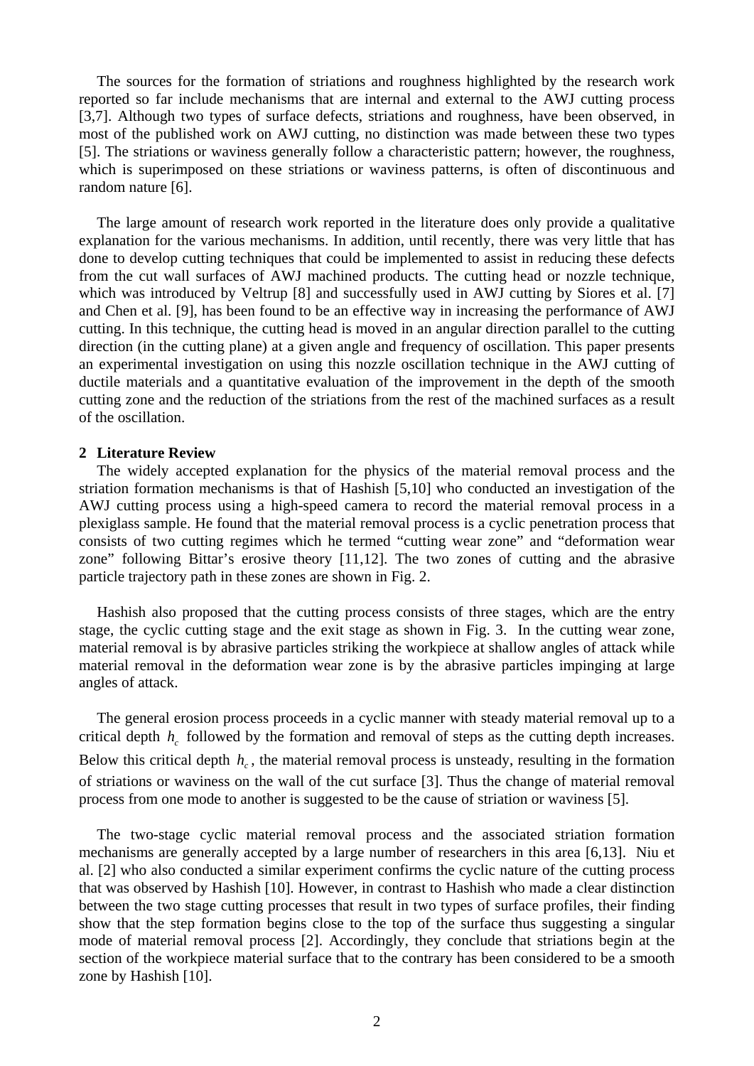The sources for the formation of striations and roughness highlighted by the research work reported so far include mechanisms that are internal and external to the AWJ cutting process [3,7]. Although two types of surface defects, striations and roughness, have been observed, in most of the published work on AWJ cutting, no distinction was made between these two types [5]. The striations or waviness generally follow a characteristic pattern; however, the roughness, which is superimposed on these striations or waviness patterns, is often of discontinuous and random nature [6].

The large amount of research work reported in the literature does only provide a qualitative explanation for the various mechanisms. In addition, until recently, there was very little that has done to develop cutting techniques that could be implemented to assist in reducing these defects from the cut wall surfaces of AWJ machined products. The cutting head or nozzle technique, which was introduced by Veltrup [8] and successfully used in AWJ cutting by Siores et al. [7] and Chen et al. [9], has been found to be an effective way in increasing the performance of AWJ cutting. In this technique, the cutting head is moved in an angular direction parallel to the cutting direction (in the cutting plane) at a given angle and frequency of oscillation. This paper presents an experimental investigation on using this nozzle oscillation technique in the AWJ cutting of ductile materials and a quantitative evaluation of the improvement in the depth of the smooth cutting zone and the reduction of the striations from the rest of the machined surfaces as a result of the oscillation.

## 2 Literature Review

The widely accepted explanation for the physics of the material removal process and the striation formation mechanisms is that of Hashish [5,10] who conducted an investigation of the AWJ cutting process using a high-speed camera to record the material removal process in a plexiglass sample. He found that the material removal process is a cyclic penetration process that consists of two cutting regimes which he termed “cutting wear zone” and “deformation wear zone” following Bittar’s erosive theory [11,12]. The two zones of cutting and the abrasive particle trajectory path in these zones are shown in Fig. 2.

Hashish also proposed that the cutting process consists of three stages, which are the entry stage, the cyclic cutting stage and the exit stage as shown in Fig. 3. In the cutting wear zone, material removal is by abrasive particles striking the workpiece at shallow angles of attack while material removal in the deformation wear zone is by the abrasive particles impinging at large angles of attack.

The general erosion process proceeds in a cyclic manner with steady material removal up to a critical depth $h_c$ followed by the formation and removal of steps as the cutting depth increases. Below this critical depth $h_c$, the material removal process is unsteady, resulting in the formation of striations or waviness on the wall of the cut surface [3]. Thus the change of material removal process from one mode to another is suggested to be the cause of striation or waviness [5].

The two-stage cyclic material removal process and the associated striation formation mechanisms are generally accepted by a large number of researchers in this area [6,13]. Niu et al. [2] who also conducted a similar experiment confirms the cyclic nature of the cutting process that was observed by Hashish [10]. However, in contrast to Hashish who made a clear distinction between the two stage cutting processes that result in two types of surface profiles, their finding show that the step formation begins close to the top of the surface thus suggesting a singular mode of material removal process [2]. Accordingly, they conclude that striations begin at the section of the workpiece material surface that to the contrary has been considered to be a smooth zone by Hashish [10].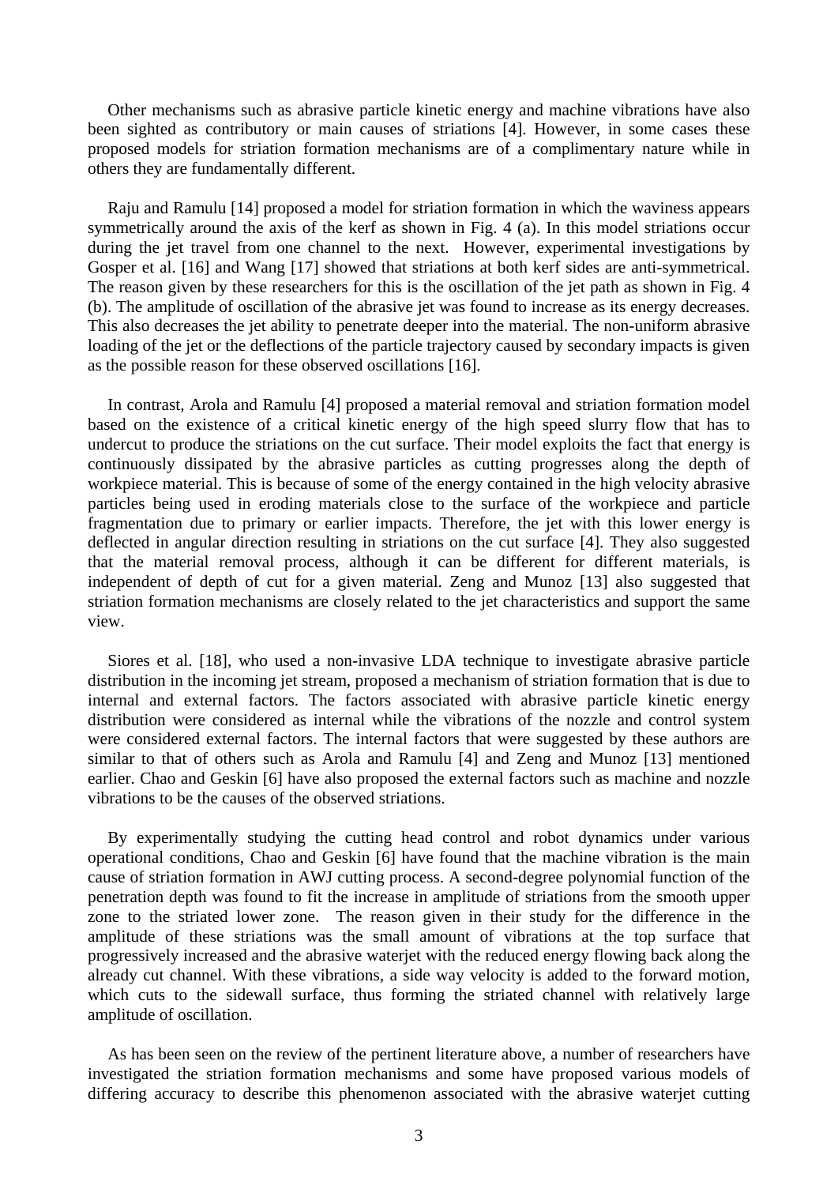Other mechanisms such as abrasive particle kinetic energy and machine vibrations have also been sighted as contributory or main causes of striations [4]. However, in some cases these proposed models for striation formation mechanisms are of a complimentary nature while in others they are fundamentally different.

Raju and Ramulu [14] proposed a model for striation formation in which the waviness appears symmetrically around the axis of the kerf as shown in Fig. 4 (a). In this model striations occur during the jet travel from one channel to the next. However, experimental investigations by Gosper et al. [16] and Wang [17] showed that striations at both kerf sides are anti-symmetrical. The reason given by these researchers for this is the oscillation of the jet path as shown in Fig. 4 (b). The amplitude of oscillation of the abrasive jet was found to increase as its energy decreases. This also decreases the jet ability to penetrate deeper into the material. The non-uniform abrasive loading of the jet or the deflections of the particle trajectory caused by secondary impacts is given as the possible reason for these observed oscillations [16].

In contrast, Arola and Ramulu [4] proposed a material removal and striation formation model based on the existence of a critical kinetic energy of the high speed slurry flow that has to undercut to produce the striations on the cut surface. Their model exploits the fact that energy is continuously dissipated by the abrasive particles as cutting progresses along the depth of workpiece material. This is because of some of the energy contained in the high velocity abrasive particles being used in eroding materials close to the surface of the workpiece and particle fragmentation due to primary or earlier impacts. Therefore, the jet with this lower energy is deflected in angular direction resulting in striations on the cut surface [4]. They also suggested that the material removal process, although it can be different for different materials, is independent of depth of cut for a given material. Zeng and Munoz [13] also suggested that striation formation mechanisms are closely related to the jet characteristics and support the same view.

Siores et al. [18], who used a non-invasive LDA technique to investigate abrasive particle distribution in the incoming jet stream, proposed a mechanism of striation formation that is due to internal and external factors. The factors associated with abrasive particle kinetic energy distribution were considered as internal while the vibrations of the nozzle and control system were considered external factors. The internal factors that were suggested by these authors are similar to that of others such as Arola and Ramulu [4] and Zeng and Munoz [13] mentioned earlier. Chao and Geskin [6] have also proposed the external factors such as machine and nozzle vibrations to be the causes of the observed striations.

By experimentally studying the cutting head control and robot dynamics under various operational conditions, Chao and Geskin [6] have found that the machine vibration is the main cause of striation formation in AWJ cutting process. A second-degree polynomial function of the penetration depth was found to fit the increase in amplitude of striations from the smooth upper zone to the striated lower zone. The reason given in their study for the difference in the amplitude of these striations was the small amount of vibrations at the top surface that progressively increased and the abrasive waterjet with the reduced energy flowing back along the already cut channel. With these vibrations, a side way velocity is added to the forward motion, which cuts to the sidewall surface, thus forming the striated channel with relatively large amplitude of oscillation.

As has been seen on the review of the pertinent literature above, a number of researchers have investigated the striation formation mechanisms and some have proposed various models of differing accuracy to describe this phenomenon associated with the abrasive waterjet cutting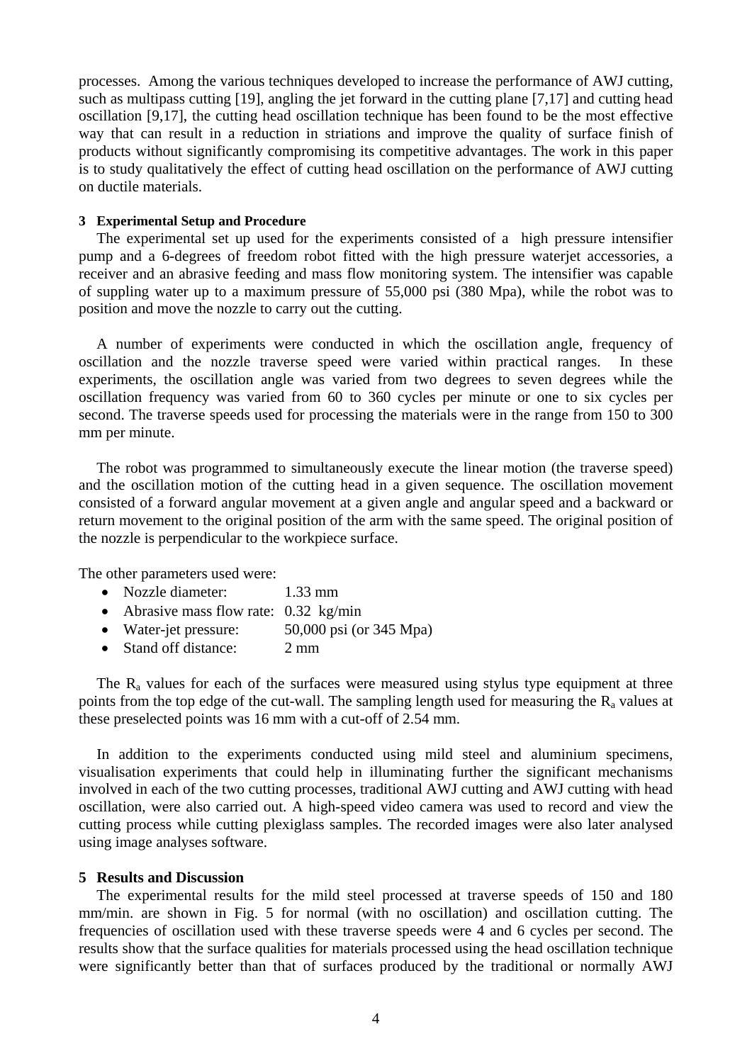processes. Among the various techniques developed to increase the performance of AWJ cutting, such as multipass cutting [19], angling the jet forward in the cutting plane [7,17] and cutting head oscillation [9,17], the cutting head oscillation technique has been found to be the most effective way that can result in a reduction in striations and improve the quality of surface finish of products without significantly compromising its competitive advantages. The work in this paper is to study qualitatively the effect of cutting head oscillation on the performance of AWJ cutting on ductile materials.

### 3 Experimental Setup and Procedure

The experimental set up used for the experiments consisted of a high pressure intensifier pump and a 6-degrees of freedom robot fitted with the high pressure waterjet accessories, a receiver and an abrasive feeding and mass flow monitoring system. The intensifier was capable of suppling water up to a maximum pressure of 55,000 psi (380 Mpa), while the robot was to position and move the nozzle to carry out the cutting.

A number of experiments were conducted in which the oscillation angle, frequency of oscillation and the nozzle traverse speed were varied within practical ranges. In these experiments, the oscillation angle was varied from two degrees to seven degrees while the oscillation frequency was varied from 60 to 360 cycles per minute or one to six cycles per second. The traverse speeds used for processing the materials were in the range from 150 to 300 mm per minute.

The robot was programmed to simultaneously execute the linear motion (the traverse speed) and the oscillation motion of the cutting head in a given sequence. The oscillation movement consisted of a forward angular movement at a given angle and angular speed and a backward or return movement to the original position of the arm with the same speed. The original position of the nozzle is perpendicular to the workpiece surface.

The other parameters used were:

- Nozzle diameter: 1.33 mm
- Abrasive mass flow rate: 0.32 kg/min
- Water-jet pressure: 50,000 psi (or 345 Mpa)
- Stand off distance: 2 mm

The $R_a$ values for each of the surfaces were measured using stylus type equipment at three points from the top edge of the cut-wall. The sampling length used for measuring the $R_a$ values at these preselected points was 16 mm with a cut-off of 2.54 mm.

In addition to the experiments conducted using mild steel and aluminium specimens, visualisation experiments that could help in illuminating further the significant mechanisms involved in each of the two cutting processes, traditional AWJ cutting and AWJ cutting with head oscillation, were also carried out. A high-speed video camera was used to record and view the cutting process while cutting plexiglass samples. The recorded images were also later analysed using image analyses software.

### 5 Results and Discussion

The experimental results for the mild steel processed at traverse speeds of 150 and 180 mm/min. are shown in Fig. 5 for normal (with no oscillation) and oscillation cutting. The frequencies of oscillation used with these traverse speeds were 4 and 6 cycles per second. The results show that the surface qualities for materials processed using the head oscillation technique were significantly better than that of surfaces produced by the traditional or normally AWJ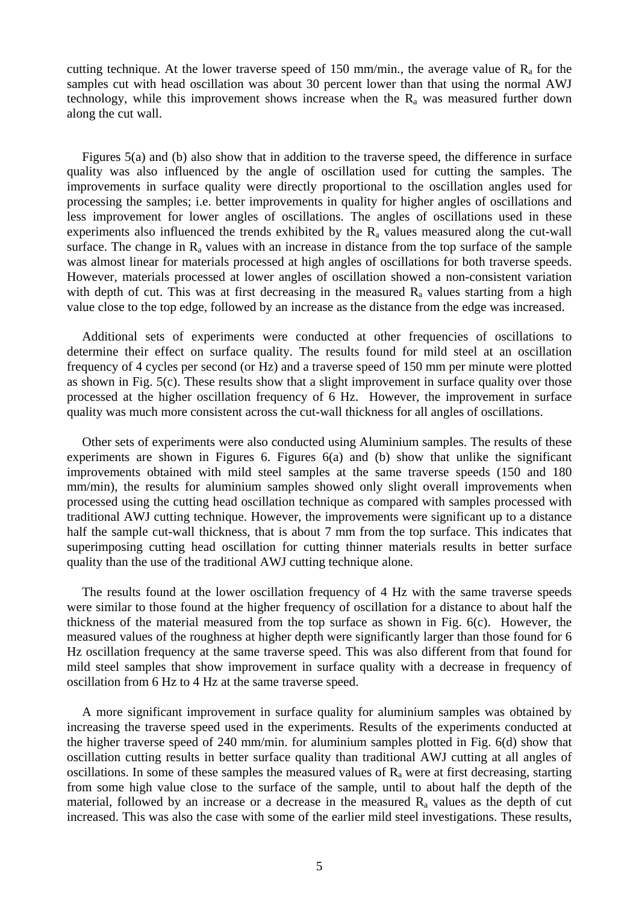cutting technique. At the lower traverse speed of 150 mm/min., the average value of $R_a$ for the samples cut with head oscillation was about 30 percent lower than that using the normal AWJ technology, while this improvement shows increase when the $R_a$ was measured further down along the cut wall.

Figures 5(a) and (b) also show that in addition to the traverse speed, the difference in surface quality was also influenced by the angle of oscillation used for cutting the samples. The improvements in surface quality were directly proportional to the oscillation angles used for processing the samples; i.e. better improvements in quality for higher angles of oscillations and less improvement for lower angles of oscillations. The angles of oscillations used in these experiments also influenced the trends exhibited by the $R_a$ values measured along the cut-wall surface. The change in $R_a$ values with an increase in distance from the top surface of the sample was almost linear for materials processed at high angles of oscillations for both traverse speeds. However, materials processed at lower angles of oscillation showed a non-consistent variation with depth of cut. This was at first decreasing in the measured $R_a$ values starting from a high value close to the top edge, followed by an increase as the distance from the edge was increased.

Additional sets of experiments were conducted at other frequencies of oscillations to determine their effect on surface quality. The results found for mild steel at an oscillation frequency of 4 cycles per second (or Hz) and a traverse speed of 150 mm per minute were plotted as shown in Fig. 5(c). These results show that a slight improvement in surface quality over those processed at the higher oscillation frequency of 6 Hz. However, the improvement in surface quality was much more consistent across the cut-wall thickness for all angles of oscillations.

Other sets of experiments were also conducted using Aluminium samples. The results of these experiments are shown in Figures 6. Figures 6(a) and (b) show that unlike the significant improvements obtained with mild steel samples at the same traverse speeds (150 and 180 mm/min), the results for aluminium samples showed only slight overall improvements when processed using the cutting head oscillation technique as compared with samples processed with traditional AWJ cutting technique. However, the improvements were significant up to a distance half the sample cut-wall thickness, that is about 7 mm from the top surface. This indicates that superimposing cutting head oscillation for cutting thinner materials results in better surface quality than the use of the traditional AWJ cutting technique alone.

The results found at the lower oscillation frequency of 4 Hz with the same traverse speeds were similar to those found at the higher frequency of oscillation for a distance to about half the thickness of the material measured from the top surface as shown in Fig. 6(c). However, the measured values of the roughness at higher depth were significantly larger than those found for 6 Hz oscillation frequency at the same traverse speed. This was also different from that found for mild steel samples that show improvement in surface quality with a decrease in frequency of oscillation from 6 Hz to 4 Hz at the same traverse speed.

A more significant improvement in surface quality for aluminium samples was obtained by increasing the traverse speed used in the experiments. Results of the experiments conducted at the higher traverse speed of 240 mm/min. for aluminium samples plotted in Fig. 6(d) show that oscillation cutting results in better surface quality than traditional AWJ cutting at all angles of oscillations. In some of these samples the measured values of $R_a$ were at first decreasing, starting from some high value close to the surface of the sample, until to about half the depth of the material, followed by an increase or a decrease in the measured $R_a$ values as the depth of cut increased. This was also the case with some of the earlier mild steel investigations. These results,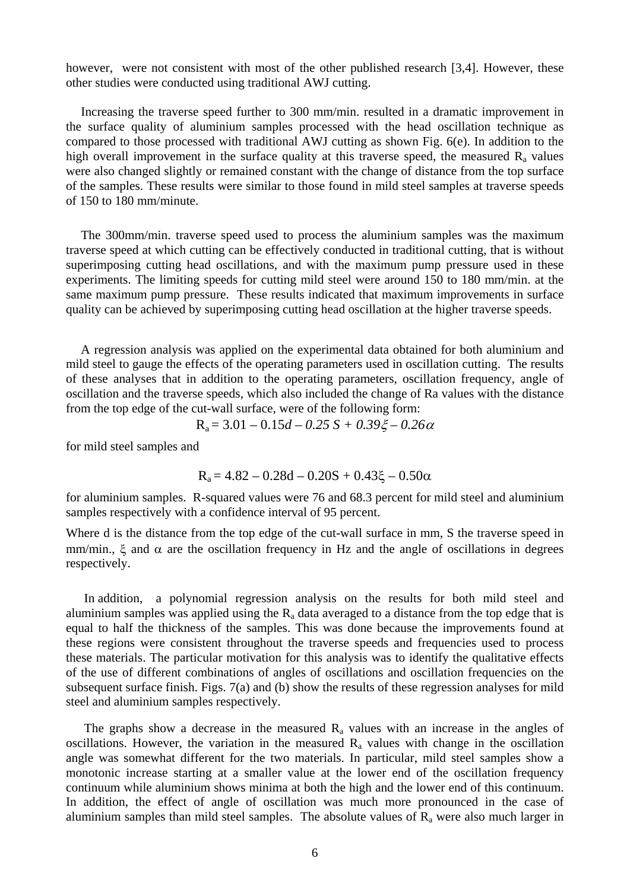however, were not consistent with most of the other published research [3,4]. However, these other studies were conducted using traditional AWJ cutting.

Increasing the traverse speed further to 300 mm/min. resulted in a dramatic improvement in the surface quality of aluminium samples processed with the head oscillation technique as compared to those processed with traditional AWJ cutting as shown Fig. 6(e). In addition to the high overall improvement in the surface quality at this traverse speed, the measured $R_a$ values were also changed slightly or remained constant with the change of distance from the top surface of the samples. These results were similar to those found in mild steel samples at traverse speeds of 150 to 180 mm/minute.

The 300mm/min. traverse speed used to process the aluminium samples was the maximum traverse speed at which cutting can be effectively conducted in traditional cutting, that is without superimposing cutting head oscillations, and with the maximum pump pressure used in these experiments. The limiting speeds for cutting mild steel were around 150 to 180 mm/min. at the same maximum pump pressure. These results indicated that maximum improvements in surface quality can be achieved by superimposing cutting head oscillation at the higher traverse speeds.

A regression analysis was applied on the experimental data obtained for both aluminium and mild steel to gauge the effects of the operating parameters used in oscillation cutting. The results of these analyses that in addition to the operating parameters, oscillation frequency, angle of oscillation and the traverse speeds, which also included the change of Ra values with the distance from the top edge of the cut-wall surface, were of the following form:

$$R_a = 3.01 - 0.15d - 0.25\,S + 0.39\xi - 0.26\alpha$$

for mild steel samples and

$$R_a = 4.82 - 0.28d - 0.20S + 0.43\xi - 0.50\alpha$$

for aluminium samples. R-squared values were 76 and 68.3 percent for mild steel and aluminium samples respectively with a confidence interval of 95 percent.

Where d is the distance from the top edge of the cut-wall surface in mm, S the traverse speed in mm/min., $\xi$ and $\alpha$ are the oscillation frequency in Hz and the angle of oscillations in degrees respectively.

In addition, a polynomial regression analysis on the results for both mild steel and aluminium samples was applied using the $R_a$ data averaged to a distance from the top edge that is equal to half the thickness of the samples. This was done because the improvements found at these regions were consistent throughout the traverse speeds and frequencies used to process these materials. The particular motivation for this analysis was to identify the qualitative effects of the use of different combinations of angles of oscillations and oscillation frequencies on the subsequent surface finish. Figs. 7(a) and (b) show the results of these regression analyses for mild steel and aluminium samples respectively.

The graphs show a decrease in the measured $R_a$ values with an increase in the angles of oscillations. However, the variation in the measured $R_a$ values with change in the oscillation angle was somewhat different for the two materials. In particular, mild steel samples show a monotonic increase starting at a smaller value at the lower end of the oscillation frequency continuum while aluminium shows minima at both the high and the lower end of this continuum. In addition, the effect of angle of oscillation was much more pronounced in the case of aluminium samples than mild steel samples. The absolute values of $R_a$ were also much larger in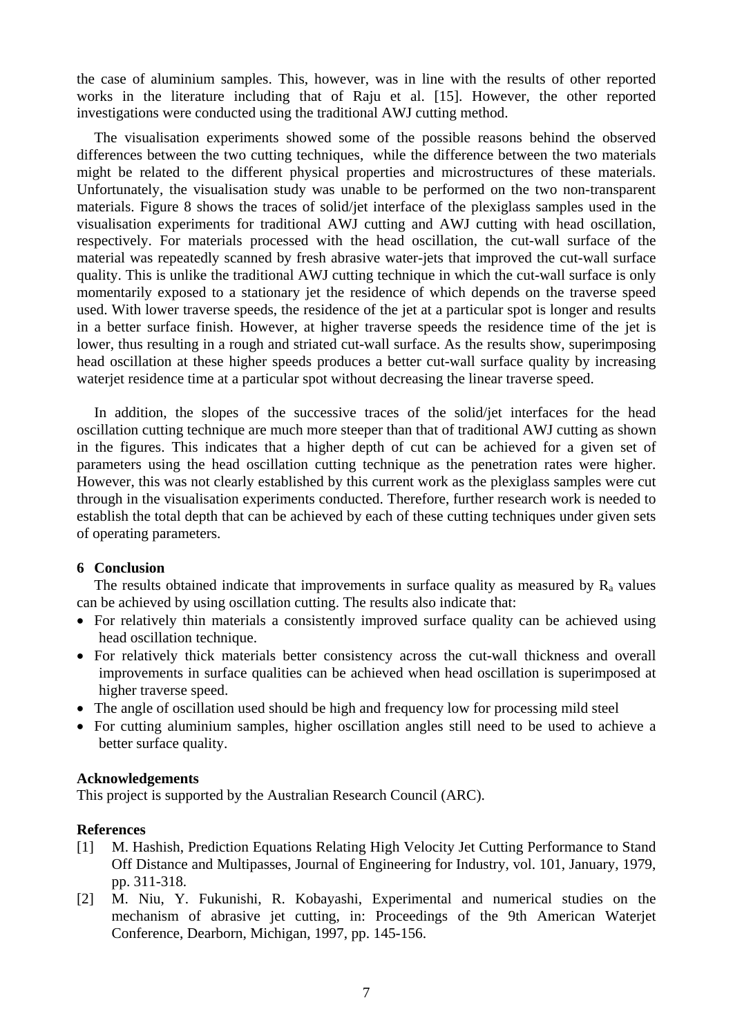the case of aluminium samples. This, however, was in line with the results of other reported works in the literature including that of Raju et al. [15]. However, the other reported investigations were conducted using the traditional AWJ cutting method.

The visualisation experiments showed some of the possible reasons behind the observed differences between the two cutting techniques, while the difference between the two materials might be related to the different physical properties and microstructures of these materials. Unfortunately, the visualisation study was unable to be performed on the two non-transparent materials. Figure 8 shows the traces of solid/jet interface of the plexiglass samples used in the visualisation experiments for traditional AWJ cutting and AWJ cutting with head oscillation, respectively. For materials processed with the head oscillation, the cut-wall surface of the material was repeatedly scanned by fresh abrasive water-jets that improved the cut-wall surface quality. This is unlike the traditional AWJ cutting technique in which the cut-wall surface is only momentarily exposed to a stationary jet the residence of which depends on the traverse speed used. With lower traverse speeds, the residence of the jet at a particular spot is longer and results in a better surface finish. However, at higher traverse speeds the residence time of the jet is lower, thus resulting in a rough and striated cut-wall surface. As the results show, superimposing head oscillation at these higher speeds produces a better cut-wall surface quality by increasing waterjet residence time at a particular spot without decreasing the linear traverse speed.

In addition, the slopes of the successive traces of the solid/jet interfaces for the head oscillation cutting technique are much more steeper than that of traditional AWJ cutting as shown in the figures. This indicates that a higher depth of cut can be achieved for a given set of parameters using the head oscillation cutting technique as the penetration rates were higher. However, this was not clearly established by this current work as the plexiglass samples were cut through in the visualisation experiments conducted. Therefore, further research work is needed to establish the total depth that can be achieved by each of these cutting techniques under given sets of operating parameters.

## 6 Conclusion

The results obtained indicate that improvements in surface quality as measured by $R_a$ values can be achieved by using oscillation cutting. The results also indicate that:

- For relatively thin materials a consistently improved surface quality can be achieved using head oscillation technique.
- For relatively thick materials better consistency across the cut-wall thickness and overall improvements in surface qualities can be achieved when head oscillation is superimposed at higher traverse speed.
- The angle of oscillation used should be high and frequency low for processing mild steel
- For cutting aluminium samples, higher oscillation angles still need to be used to achieve a better surface quality.

### Acknowledgements

This project is supported by the Australian Research Council (ARC).

### References

[1] M. Hashish, Prediction Equations Relating High Velocity Jet Cutting Performance to Stand Off Distance and Multipasses, Journal of Engineering for Industry, vol. 101, January, 1979, pp. 311-318.

[2] M. Niu, Y. Fukunishi, R. Kobayashi, Experimental and numerical studies on the mechanism of abrasive jet cutting, in: Proceedings of the 9th American Waterjet Conference, Dearborn, Michigan, 1997, pp. 145-156.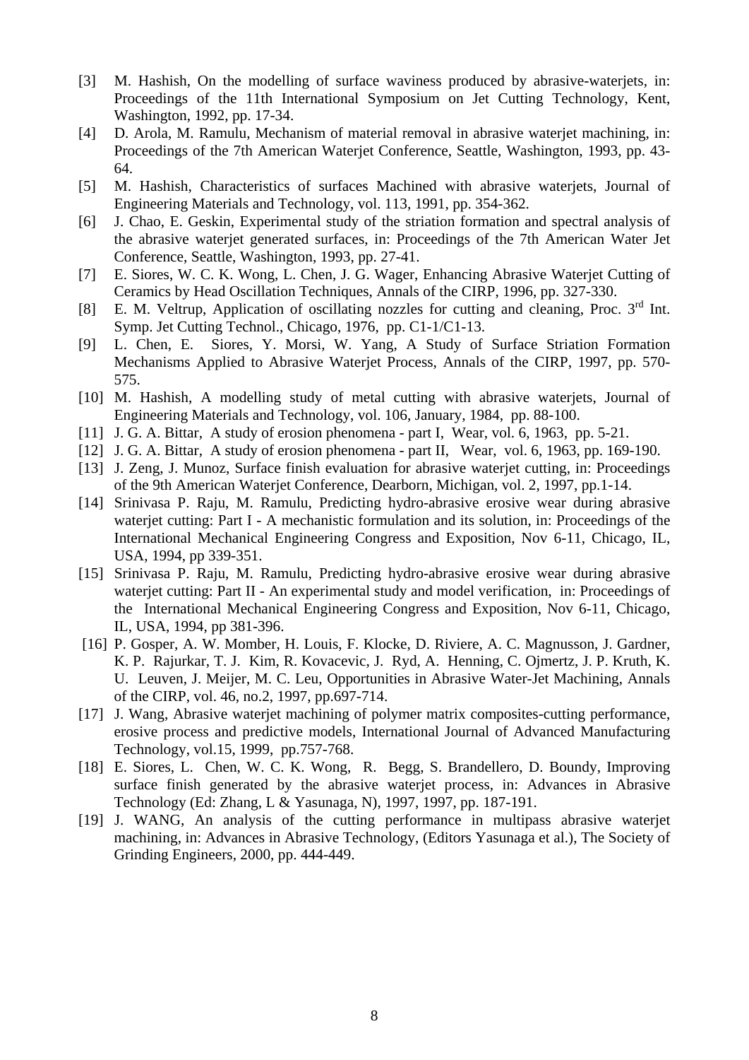[3] M. Hashish, On the modelling of surface waviness produced by abrasive-waterjets, in: Proceedings of the 11th International Symposium on Jet Cutting Technology, Kent, Washington, 1992, pp. 17-34.

[4] D. Arola, M. Ramulu, Mechanism of material removal in abrasive waterjet machining, in: Proceedings of the 7th American Waterjet Conference, Seattle, Washington, 1993, pp. 43-64.

[5] M. Hashish, Characteristics of surfaces Machined with abrasive waterjets, Journal of Engineering Materials and Technology, vol. 113, 1991, pp. 354-362.

[6] J. Chao, E. Geskin, Experimental study of the striation formation and spectral analysis of the abrasive waterjet generated surfaces, in: Proceedings of the 7th American Water Jet Conference, Seattle, Washington, 1993, pp. 27-41.

[7] E. Siores, W. C. K. Wong, L. Chen, J. G. Wager, Enhancing Abrasive Waterjet Cutting of Ceramics by Head Oscillation Techniques, Annals of the CIRP, 1996, pp. 327-330.

[8] E. M. Veltrup, Application of oscillating nozzles for cutting and cleaning, Proc. 3rd Int. Symp. Jet Cutting Technol., Chicago, 1976, pp. C1-1/C1-13.

[9] L. Chen, E. Siores, Y. Morsi, W. Yang, A Study of Surface Striation Formation Mechanisms Applied to Abrasive Waterjet Process, Annals of the CIRP, 1997, pp. 570-575.

[10] M. Hashish, A modelling study of metal cutting with abrasive waterjets, Journal of Engineering Materials and Technology, vol. 106, January, 1984, pp. 88-100.

[11] J. G. A. Bittar, A study of erosion phenomena - part I, Wear, vol. 6, 1963, pp. 5-21.

[12] J. G. A. Bittar, A study of erosion phenomena - part II, Wear, vol. 6, 1963, pp. 169-190.

[13] J. Zeng, J. Munoz, Surface finish evaluation for abrasive waterjet cutting, in: Proceedings of the 9th American Waterjet Conference, Dearborn, Michigan, vol. 2, 1997, pp.1-14.

[14] Srinivasa P. Raju, M. Ramulu, Predicting hydro-abrasive erosive wear during abrasive waterjet cutting: Part I - A mechanistic formulation and its solution, in: Proceedings of the International Mechanical Engineering Congress and Exposition, Nov 6-11, Chicago, IL, USA, 1994, pp 339-351.

[15] Srinivasa P. Raju, M. Ramulu, Predicting hydro-abrasive erosive wear during abrasive waterjet cutting: Part II - An experimental study and model verification, in: Proceedings of the International Mechanical Engineering Congress and Exposition, Nov 6-11, Chicago, IL, USA, 1994, pp 381-396.

[16] P. Gosper, A. W. Momber, H. Louis, F. Klocke, D. Riviere, A. C. Magnusson, J. Gardner, K. P. Rajurkar, T. J. Kim, R. Kovacevic, J. Ryd, A. Henning, C. Ojmertz, J. P. Kruth, K. U. Leuven, J. Meijer, M. C. Leu, Opportunities in Abrasive Water-Jet Machining, Annals of the CIRP, vol. 46, no.2, 1997, pp.697-714.

[17] J. Wang, Abrasive waterjet machining of polymer matrix composites-cutting performance, erosive process and predictive models, International Journal of Advanced Manufacturing Technology, vol.15, 1999, pp.757-768.

[18] E. Siores, L. Chen, W. C. K. Wong, R. Begg, S. Brandellero, D. Boundy, Improving surface finish generated by the abrasive waterjet process, in: Advances in Abrasive Technology (Ed: Zhang, L & Yasunaga, N), 1997, 1997, pp. 187-191.

[19] J. WANG, An analysis of the cutting performance in multipass abrasive waterjet machining, in: Advances in Abrasive Technology, (Editors Yasunaga et al.), The Society of Grinding Engineers, 2000, pp. 444-449.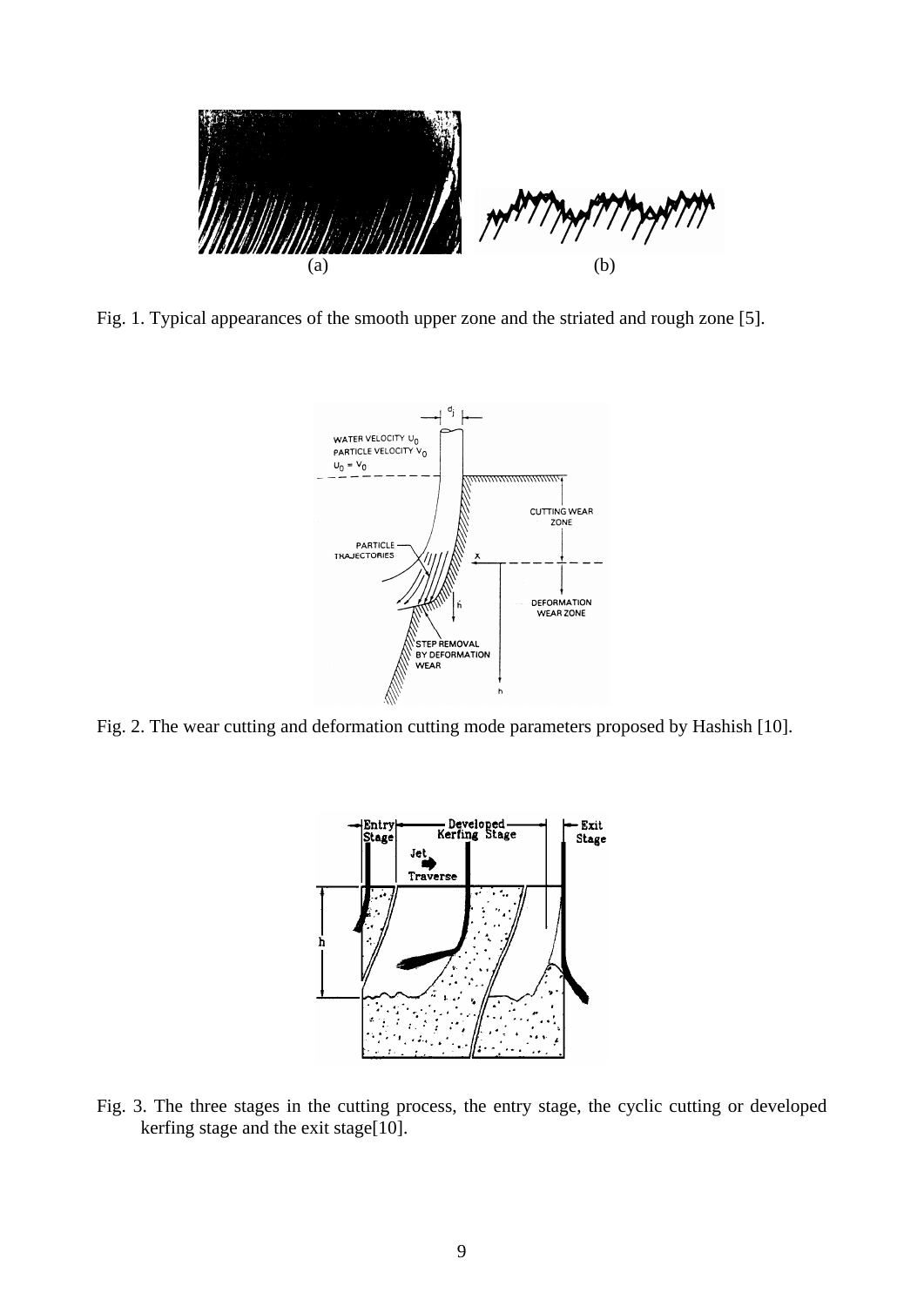Fig. 1. Typical appearances of the smooth upper zone and the striated and rough zone [5].

Fig. 2. The wear cutting and deformation cutting mode parameters proposed by Hashish [10].

Fig. 3. The three stages in the cutting process, the entry stage, the cyclic cutting or developed kerfing stage and the exit stage[10].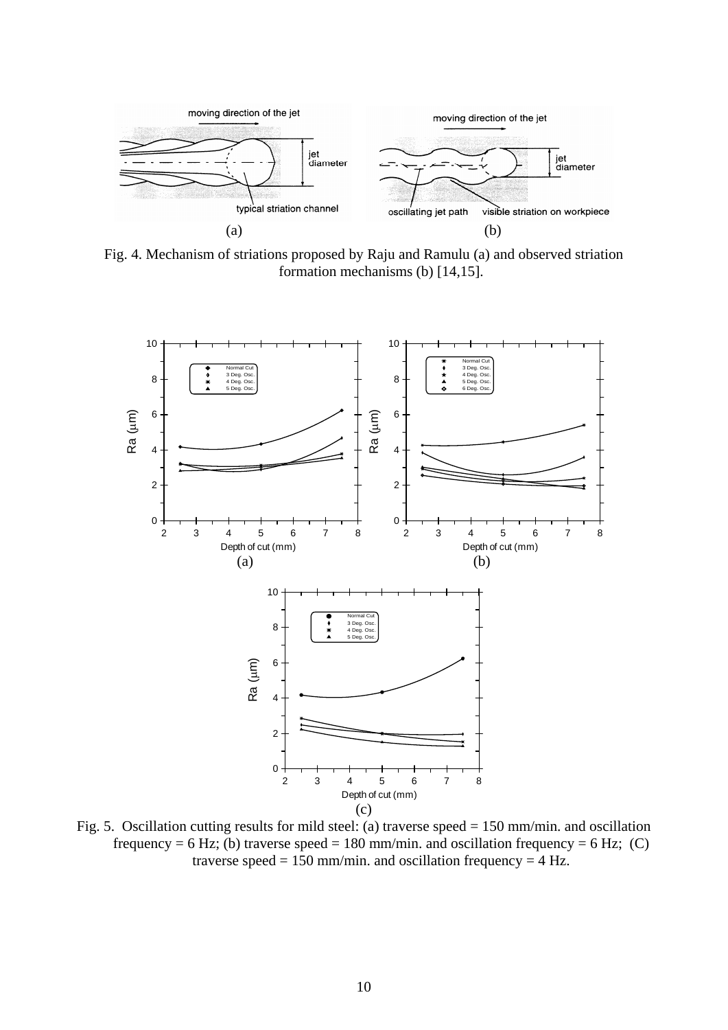Fig. 4. Mechanism of striations proposed by Raju and Ramulu (a) and observed striation formation mechanisms (b) [14,15].

Fig. 5. Oscillation cutting results for mild steel: (a) traverse speed = 150 mm/min. and oscillation frequency = 6 Hz; (b) traverse speed = 180 mm/min. and oscillation frequency = 6 Hz; (C) traverse speed = 150 mm/min. and oscillation frequency = 4 Hz.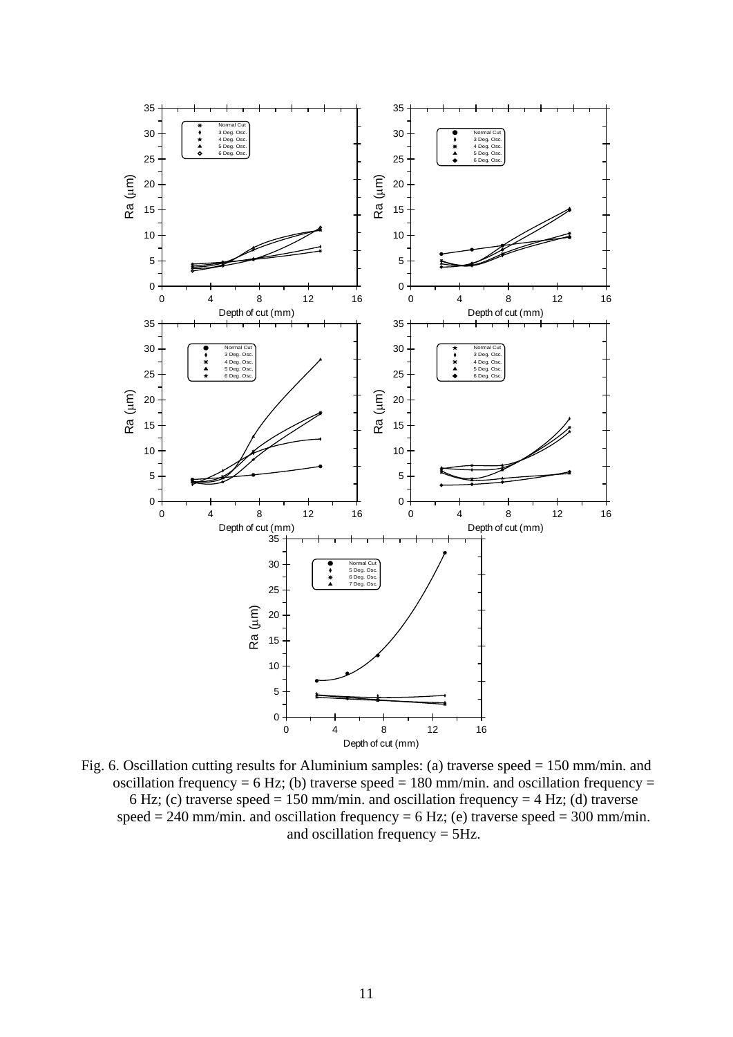Fig. 6. Oscillation cutting results for Aluminium samples: (a) traverse speed = 150 mm/min. and oscillation frequency = 6 Hz; (b) traverse speed = 180 mm/min. and oscillation frequency = 6 Hz; (c) traverse speed = 150 mm/min. and oscillation frequency = 4 Hz; (d) traverse speed = 240 mm/min. and oscillation frequency = 6 Hz; (e) traverse speed = 300 mm/min. and oscillation frequency = 5Hz.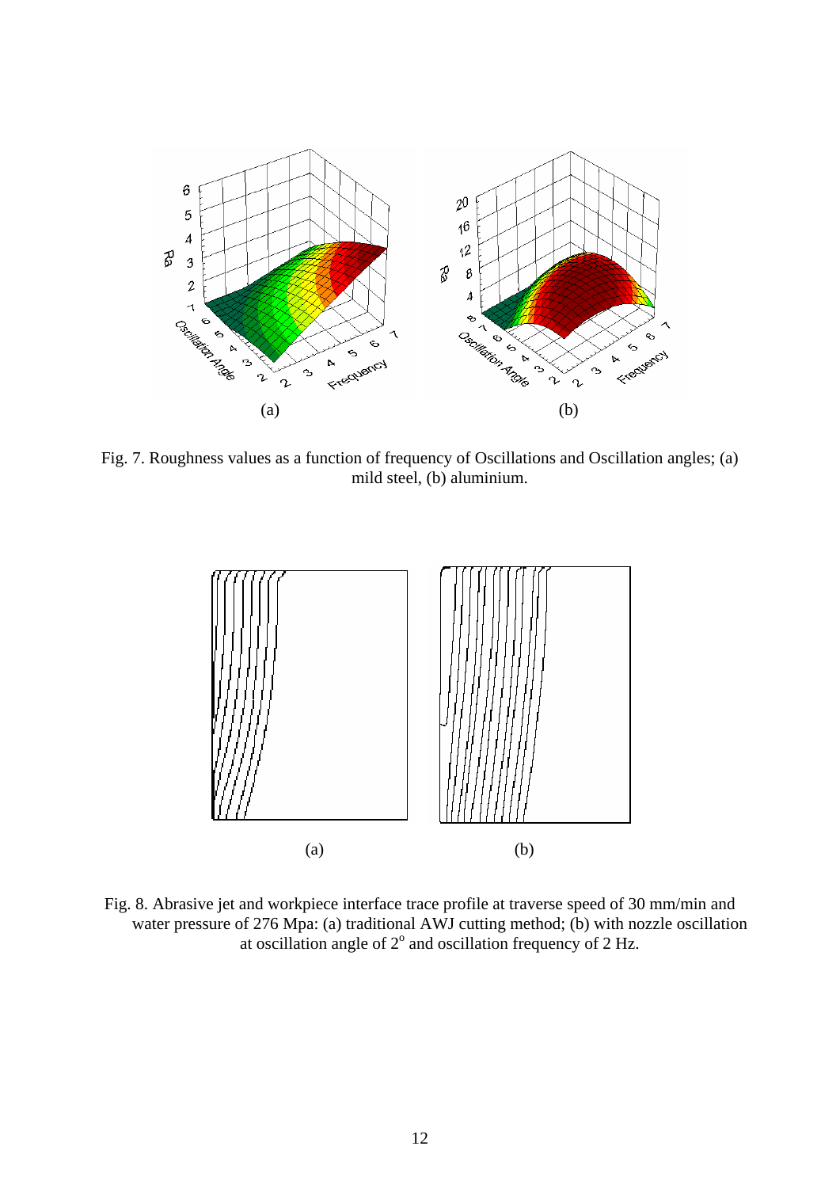Ra

6
5
4
3
2
1

Oscillation Angle

7 6 5 4 3 2

Frequency

2 3 4 5 6 7

(a)

Ra

20
16
12
8
4

Oscillation Angle

8 7 6 5 4 3 2

Frequency

2 3 4 5 6 7

(b)

Fig. 7. Roughness values as a function of frequency of Oscillations and Oscillation angles; (a) mild steel, (b) aluminium.

(a)

(b)

Fig. 8. Abrasive jet and workpiece interface trace profile at traverse speed of 30 mm/min and water pressure of 276 Mpa: (a) traditional AWJ cutting method; (b) with nozzle oscillation at oscillation angle of $2^o$ and oscillation frequency of 2 Hz.